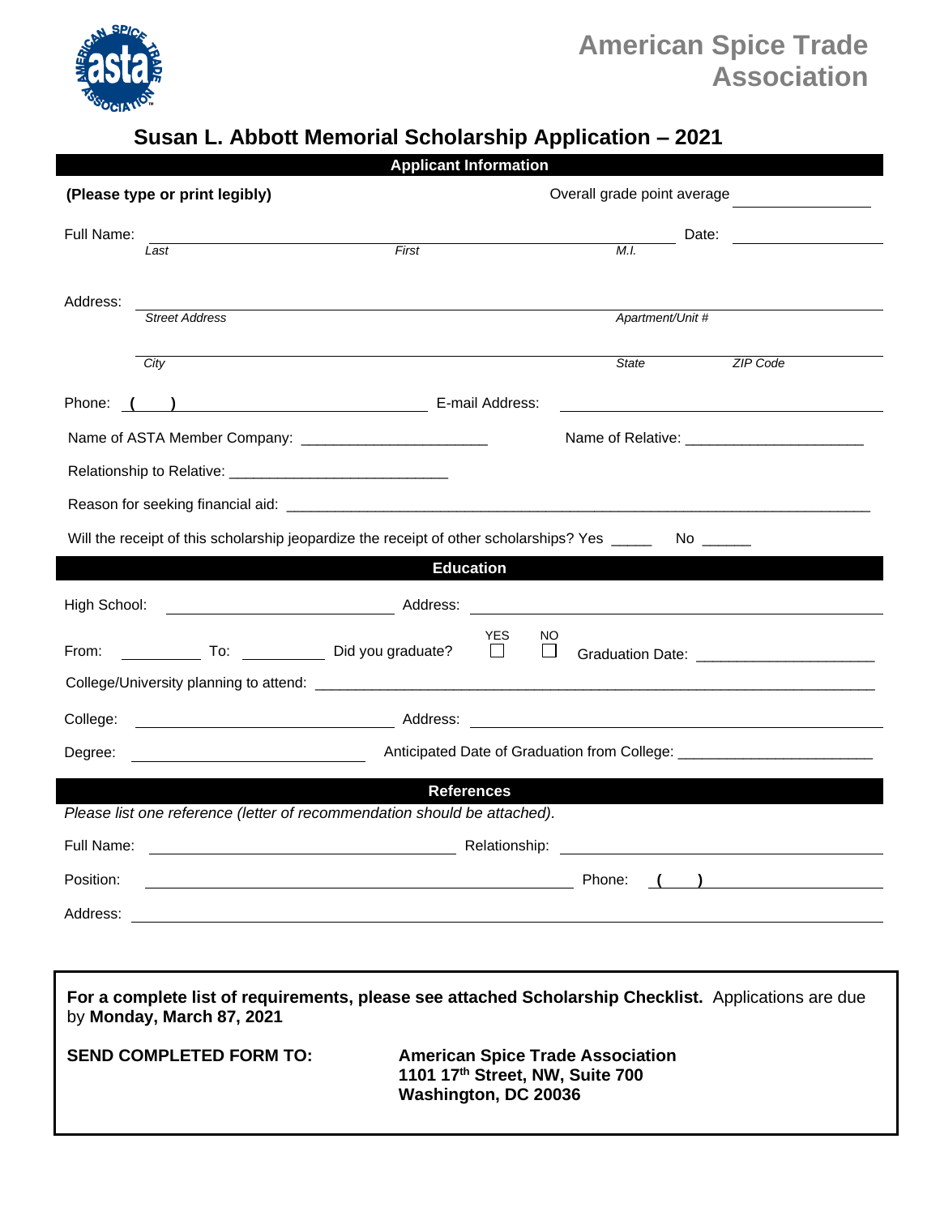# American Spice Trade Association

## Susan L. Abbott Memorial Scholarship Application – 2021

### Applicant Information

**(Please type or print legibly)**

Overall grade point average ____________

Full Name: ______________________________________________ Date: ____________
*Last* *First* *M.I.*

Address: ______________________________________________
*Street Address* *Apartment/Unit #*

______________________________________________
*City* *State* *ZIP Code*

Phone: ( ) ______________________ E-mail Address: ______________________

Name of ASTA Member Company: ______________________ Name of Relative: ______________________

Relationship to Relative: ___________________________

Reason for seeking financial aid: ______________________________________________

Will the receipt of this scholarship jeopardize the receipt of other scholarships? Yes _____ No ______

### Education

High School: ______________________ Address: ______________________

From: __________ To: __________ Did you graduate? YES ☐ NO ☐ Graduation Date: ______________________

College/University planning to attend: ______________________________________________

College: ______________________ Address: ______________________

Degree: ______________________ Anticipated Date of Graduation from College: ______________________

### References

*Please list one reference (letter of recommendation should be attached).*

Full Name: ______________________ Relationship: ______________________

Position: ______________________ Phone: ( ) ______________________

Address: ______________________________________________

---

**For a complete list of requirements, please see attached Scholarship Checklist.** Applications are due by **Monday, March 87, 2021**

**SEND COMPLETED FORM TO:**

**American Spice Trade Association**
**1101 17th Street, NW, Suite 700**
**Washington, DC 20036**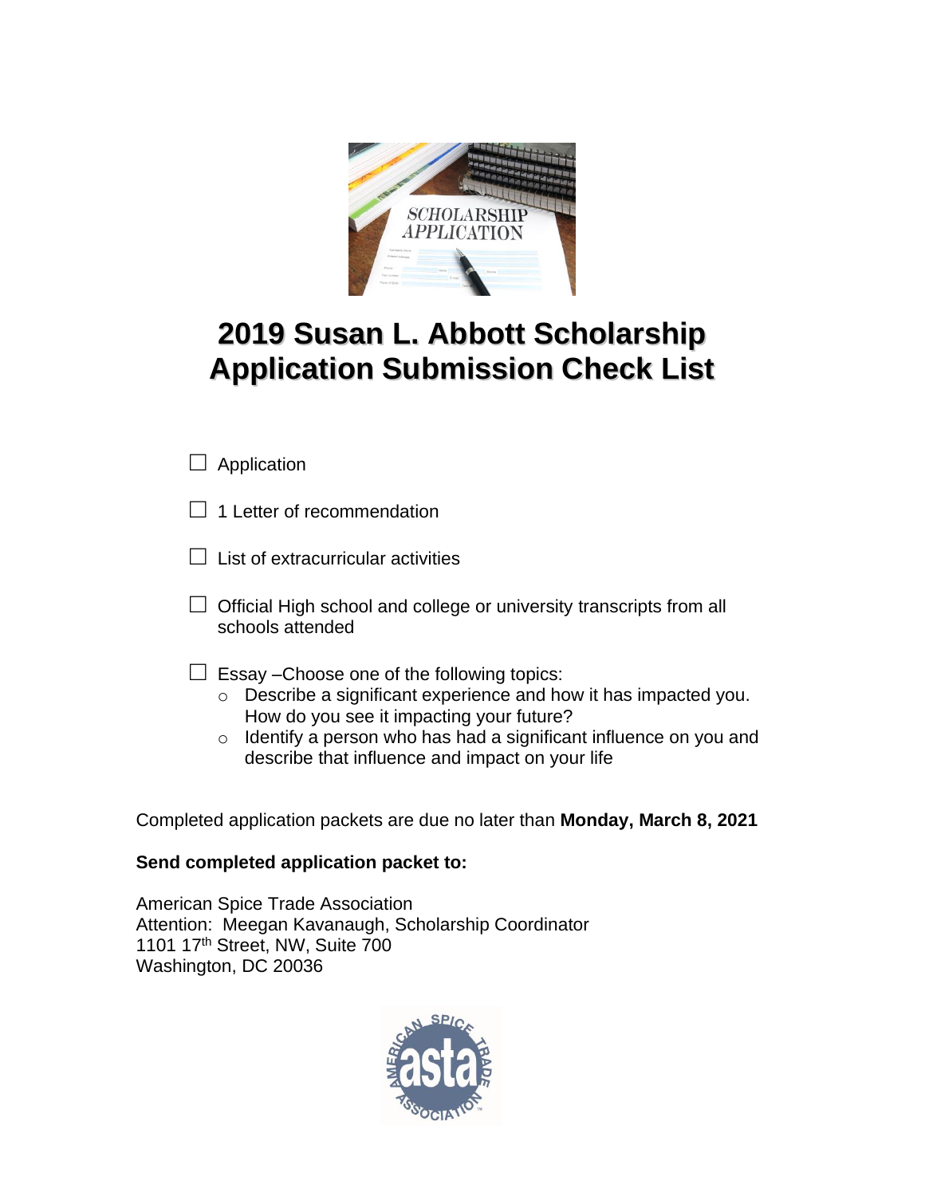# 2019 Susan L. Abbott Scholarship Application Submission Check List

- ☐ Application
- ☐ 1 Letter of recommendation
- ☐ List of extracurricular activities
- ☐ Official High school and college or university transcripts from all schools attended
- ☐ Essay –Choose one of the following topics:
  - Describe a significant experience and how it has impacted you. How do you see it impacting your future?
  - Identify a person who has had a significant influence on you and describe that influence and impact on your life

Completed application packets are due no later than **Monday, March 8, 2021**

**Send completed application packet to:**

American Spice Trade Association
Attention: Meegan Kavanaugh, Scholarship Coordinator
1101 17th Street, NW, Suite 700
Washington, DC 20036